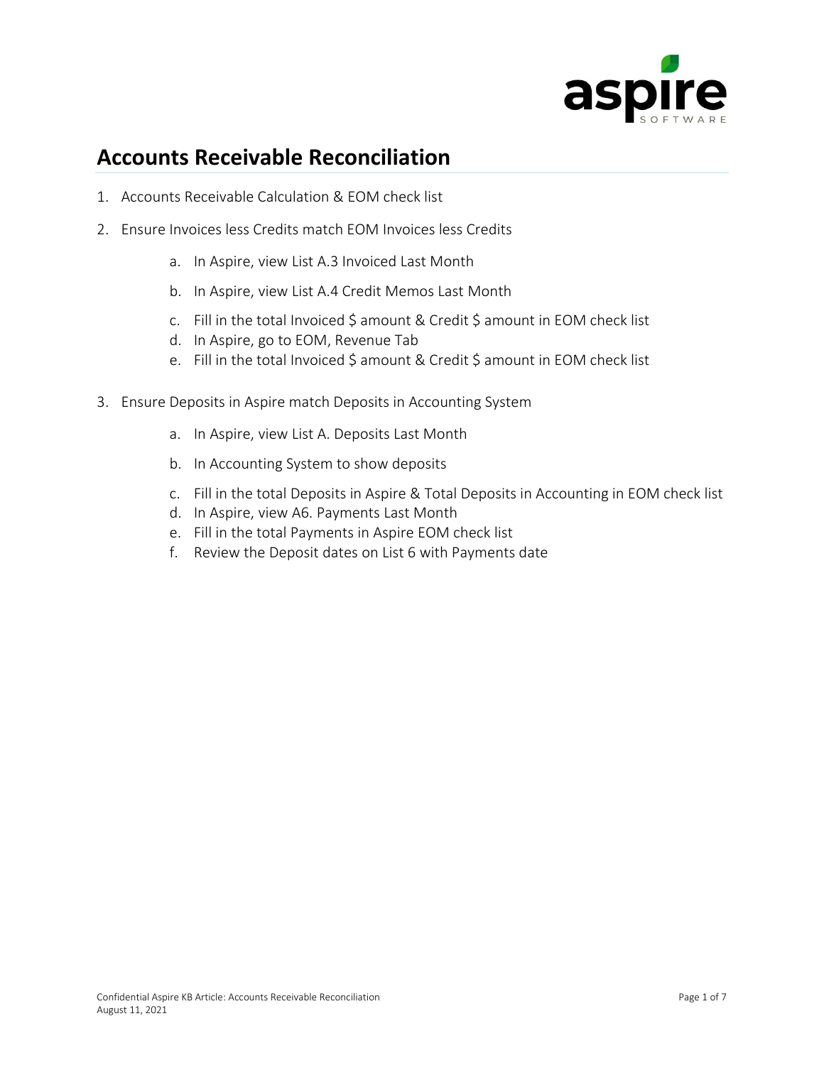# Accounts Receivable Reconciliation

1. Accounts Receivable Calculation & EOM check list

2. Ensure Invoices less Credits match EOM Invoices less Credits

   a. In Aspire, view List A.3 Invoiced Last Month

   b. In Aspire, view List A.4 Credit Memos Last Month

   c. Fill in the total Invoiced $ amount & Credit $ amount in EOM check list
   d. In Aspire, go to EOM, Revenue Tab
   e. Fill in the total Invoiced $ amount & Credit $ amount in EOM check list

3. Ensure Deposits in Aspire match Deposits in Accounting System

   a. In Aspire, view List A. Deposits Last Month

   b. In Accounting System to show deposits

   c. Fill in the total Deposits in Aspire & Total Deposits in Accounting in EOM check list
   d. In Aspire, view A6. Payments Last Month
   e. Fill in the total Payments in Aspire EOM check list
   f. Review the Deposit dates on List 6 with Payments date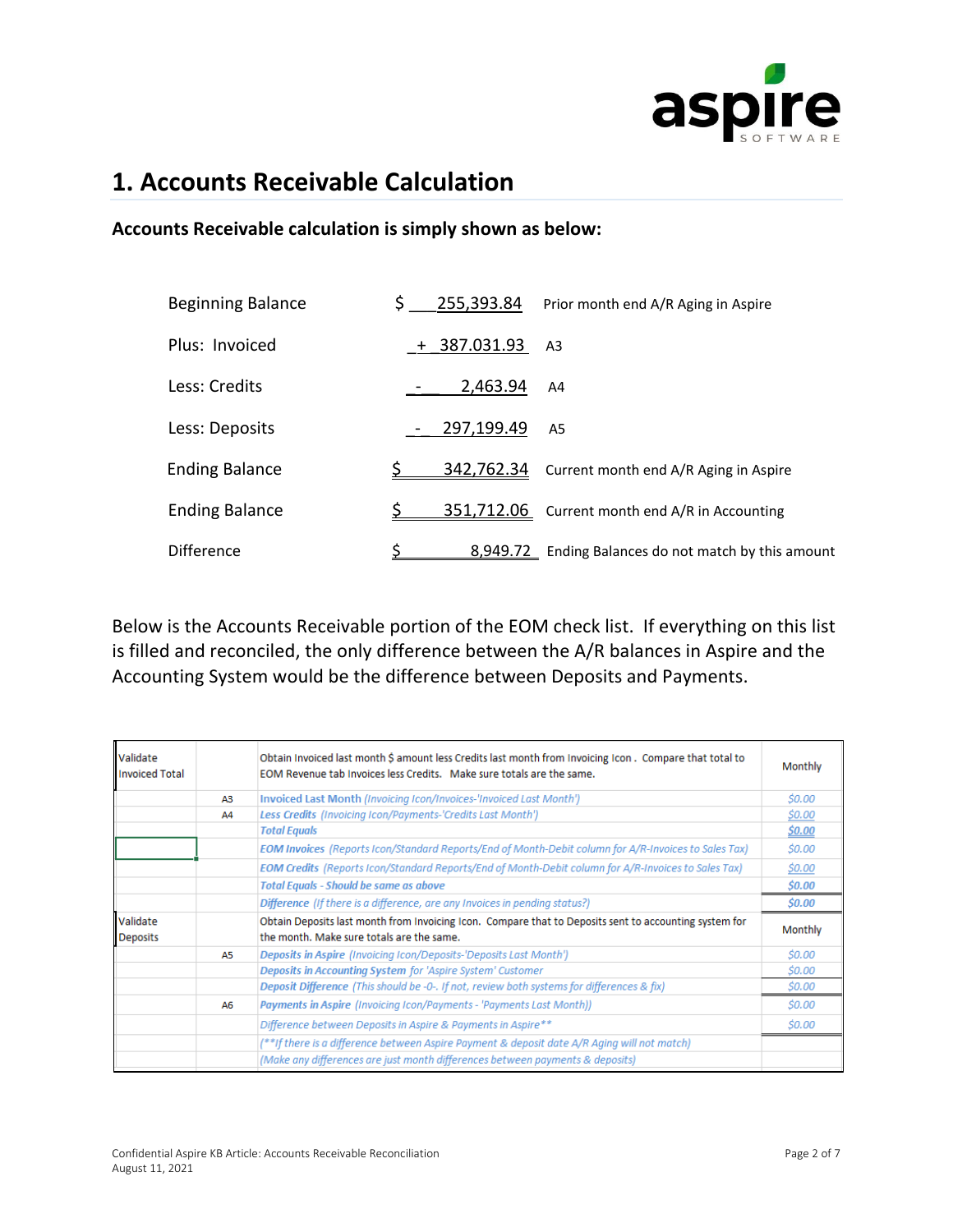# 1. Accounts Receivable Calculation

**Accounts Receivable calculation is simply shown as below:**

| | | |
|---|---|---|
| Beginning Balance | $ 255,393.84 | Prior month end A/R Aging in Aspire |
| Plus: Invoiced | + 387.031.93 | A3 |
| Less: Credits | - 2,463.94 | A4 |
| Less: Deposits | - 297,199.49 | A5 |
| Ending Balance | $ 342,762.34 | Current month end A/R Aging in Aspire |
| Ending Balance | $ 351,712.06 | Current month end A/R in Accounting |
| Difference | $ 8,949.72 | Ending Balances do not match by this amount |

Below is the Accounts Receivable portion of the EOM check list. If everything on this list is filled and reconciled, the only difference between the A/R balances in Aspire and the Accounting System would be the difference between Deposits and Payments.

| | | | |
|---|---|---|---|
| Validate Invoiced Total | | Obtain Invoiced last month $ amount less Credits last month from Invoicing Icon . Compare that total to EOM Revenue tab Invoices less Credits. Make sure totals are the same. | Monthly |
| | A3 | ***Invoiced Last Month*** *(Invoicing Icon/Invoices-'Invoiced Last Month')* | *$0.00* |
| | A4 | ***Less Credits*** *(Invoicing Icon/Payments-'Credits Last Month')* | *$0.00* |
| | | ***Total Equals*** | ***$0.00*** |
| | | ***EOM Invoices*** *(Reports Icon/Standard Reports/End of Month-Debit column for A/R-Invoices to Sales Tax)* | *$0.00* |
| | | ***EOM Credits*** *(Reports Icon/Standard Reports/End of Month-Debit column for A/R-Invoices to Sales Tax)* | *$0.00* |
| | | ***Total Equals - Should be same as above*** | ***$0.00*** |
| | | ***Difference*** *(If there is a difference, are any Invoices in pending status?)* | ***$0.00*** |
| Validate Deposits | | Obtain Deposits last month from Invoicing Icon. Compare that to Deposits sent to accounting system for the month. Make sure totals are the same. | Monthly |
| | A5 | ***Deposits in Aspire*** *(Invoicing Icon/Deposits-'Deposits Last Month')* | *$0.00* |
| | | ***Deposits in Accounting System*** *for 'Aspire System' Customer* | *$0.00* |
| | | ***Deposit Difference*** *(This should be -0-. If not, review both systems for differences & fix)* | *$0.00* |
| | A6 | ***Payments in Aspire*** *(Invoicing Icon/Payments - 'Payments Last Month))* | *$0.00* |
| | | *Difference between Deposits in Aspire & Payments in Aspire***** | *$0.00* |
| | | *(**If there is a difference between Aspire Payment & deposit date A/R Aging will not match)* | |
| | | *(Make any differences are just month differences between payments & deposits)* | |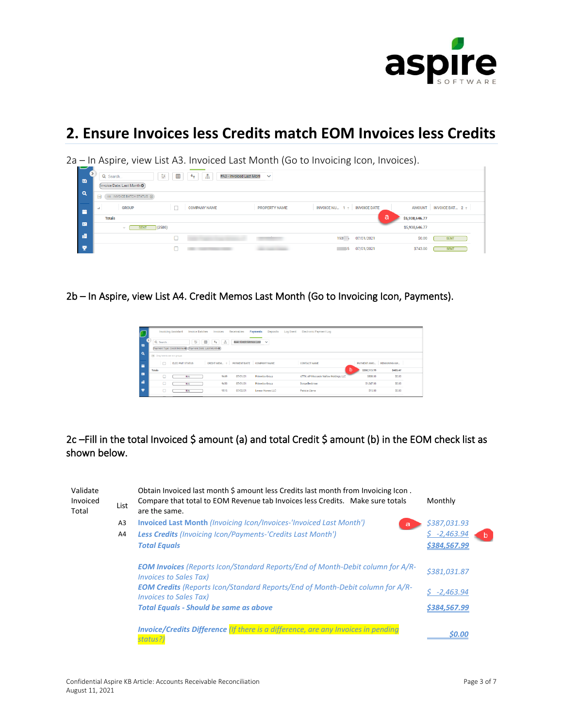## 2. Ensure Invoices less Credits match EOM Invoices less Credits

2a – In Aspire, view List A3. Invoiced Last Month (Go to Invoicing Icon, Invoices).

2b – In Aspire, view List A4. Credit Memos Last Month (Go to Invoicing Icon, Payments).

2c –Fill in the total Invoiced $ amount (a) and total Credit $ amount (b) in the EOM check list as shown below.

| Validate Invoiced Total | List | Obtain Invoiced last month $ amount less Credits last month from Invoicing Icon . Compare that total to EOM Revenue tab Invoices less Credits. Make sure totals are the same. | Monthly |
|---|---|---|---|
| | A3 | ***Invoiced Last Month*** *(Invoicing Icon/Invoices-'Invoiced Last Month')* | *$387,031.93* |
| | A4 | ***Less Credits*** *(Invoicing Icon/Payments-'Credits Last Month')* | *$ -2,463.94* |
| | | ***Total Equals*** | ***$384,567.99*** |
| | | ***EOM Invoices*** *(Reports Icon/Standard Reports/End of Month-Debit column for A/R-Invoices to Sales Tax)* | *$381,031.87* |
| | | ***EOM Credits*** *(Reports Icon/Standard Reports/End of Month-Debit column for A/R-Invoices to Sales Tax)* | *$ -2,463.94* |
| | | ***Total Equals - Should be same as above*** | ***$384,567.99*** |
| | | ***Invoice/Credits Difference*** *(If there is a difference, are any Invoices in pending status?)* | ***$0.00*** |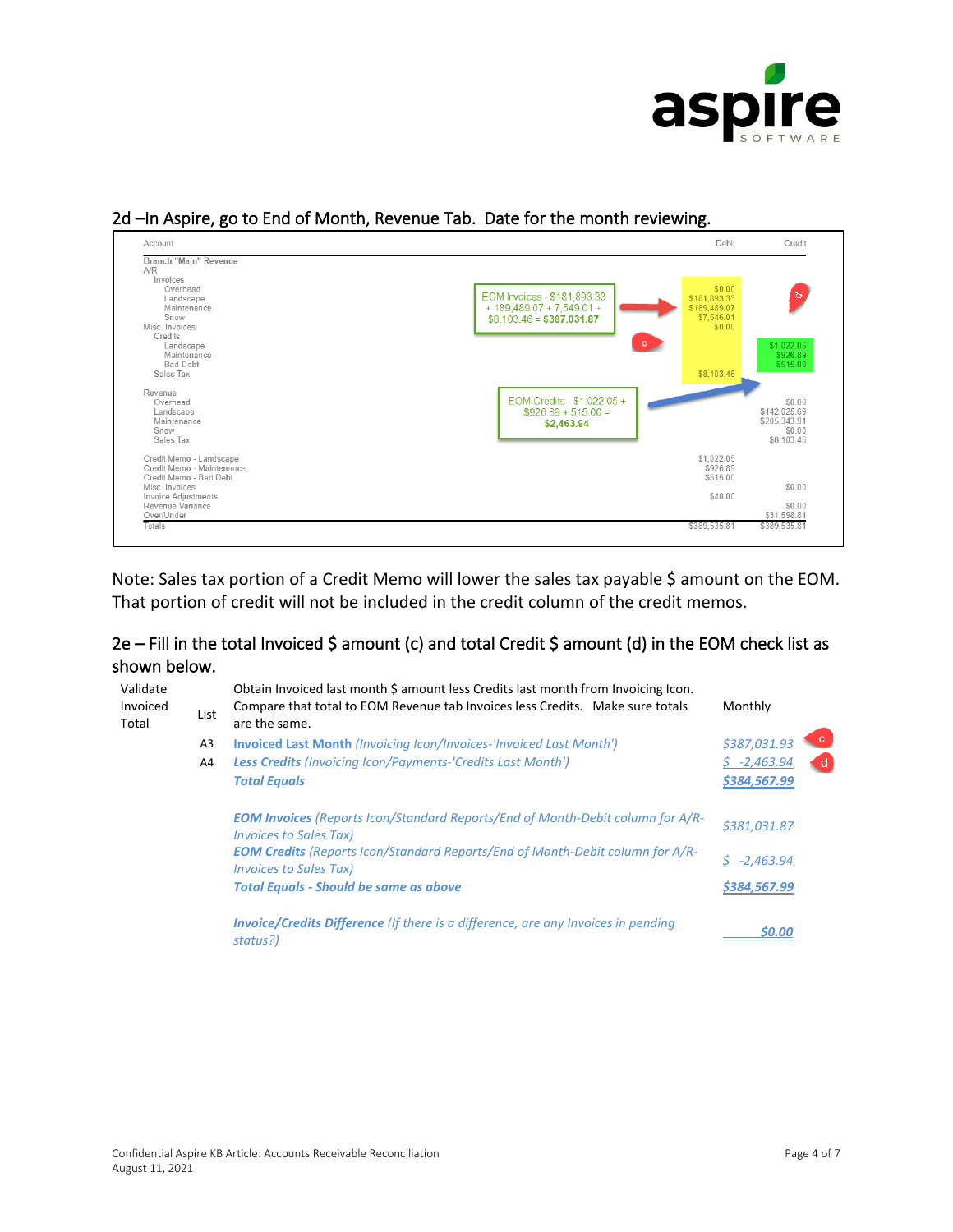## 2d –In Aspire, go to End of Month, Revenue Tab. Date for the month reviewing.

| Account | Debit | Credit |
|---|---|---|
| **Branch "Main" Revenue** | | |
| A/R | | |
| Invoices | | |
| Overhead | $0.00 | |
| Landscape | $181,893.33 | |
| Maintenance | $189,489.07 | |
| Snow | $7,546.01 | |
| Misc. Invoices | $0.00 | |
| Credits | | |
| Landscape | | $1,022.05 |
| Maintenance | | $926.89 |
| Bad Debt | | $515.00 |
| Sales Tax | $8,103.46 | |
| Revenue | | |
| Overhead | | $0.00 |
| Landscape | | $142,025.69 |
| Maintenance | | $205,343.91 |
| Snow | | $0.00 |
| Sales Tax | | $8,103.46 |
| Credit Memo - Landscape | $1,022.05 | |
| Credit Memo - Maintenance | $926.89 | |
| Credit Memo - Bad Debt | $515.00 | |
| Misc. Invoices | | $0.00 |
| Invoice Adjustments | $40.00 | |
| Revenue Variance | | $0.00 |
| Over/Under | | $31,598.81 |
| Totals | $389,535.81 | $389,535.81 |

EOM Invoices - $181,893.33 + 189,489.07 + 7,549.01 + $8,103.46 = **$387,031.87** (c)

EOM Credits - $1,022.05 + $926.89 + 515.00 = **$2,463.94** (d)

Note: Sales tax portion of a Credit Memo will lower the sales tax payable $ amount on the EOM. That portion of credit will not be included in the credit column of the credit memos.

## 2e – Fill in the total Invoiced $ amount (c) and total Credit $ amount (d) in the EOM check list as shown below.

| Validate Invoiced Total | List | Obtain Invoiced last month $ amount less Credits last month from Invoicing Icon. Compare that total to EOM Revenue tab Invoices less Credits. Make sure totals are the same. | Monthly |
|---|---|---|---|
| | A3 | ***Invoiced Last Month*** *(Invoicing Icon/Invoices-'Invoiced Last Month')* | *$387,031.93* (c) |
| | A4 | ***Less Credits*** *(Invoicing Icon/Payments-'Credits Last Month')* | *$ -2,463.94* (d) |
| | | ***Total Equals*** | ***$384,567.99*** |
| | | ***EOM Invoices*** *(Reports Icon/Standard Reports/End of Month-Debit column for A/R-Invoices to Sales Tax)* | *$381,031.87* |
| | | ***EOM Credits*** *(Reports Icon/Standard Reports/End of Month-Debit column for A/R-Invoices to Sales Tax)* | *$ -2,463.94* |
| | | ***Total Equals - Should be same as above*** | ***$384,567.99*** |
| | | ***Invoice/Credits Difference*** *(If there is a difference, are any Invoices in pending status?)* | ***$0.00*** |

Confidential Aspire KB Article: Accounts Receivable Reconciliation
August 11, 2021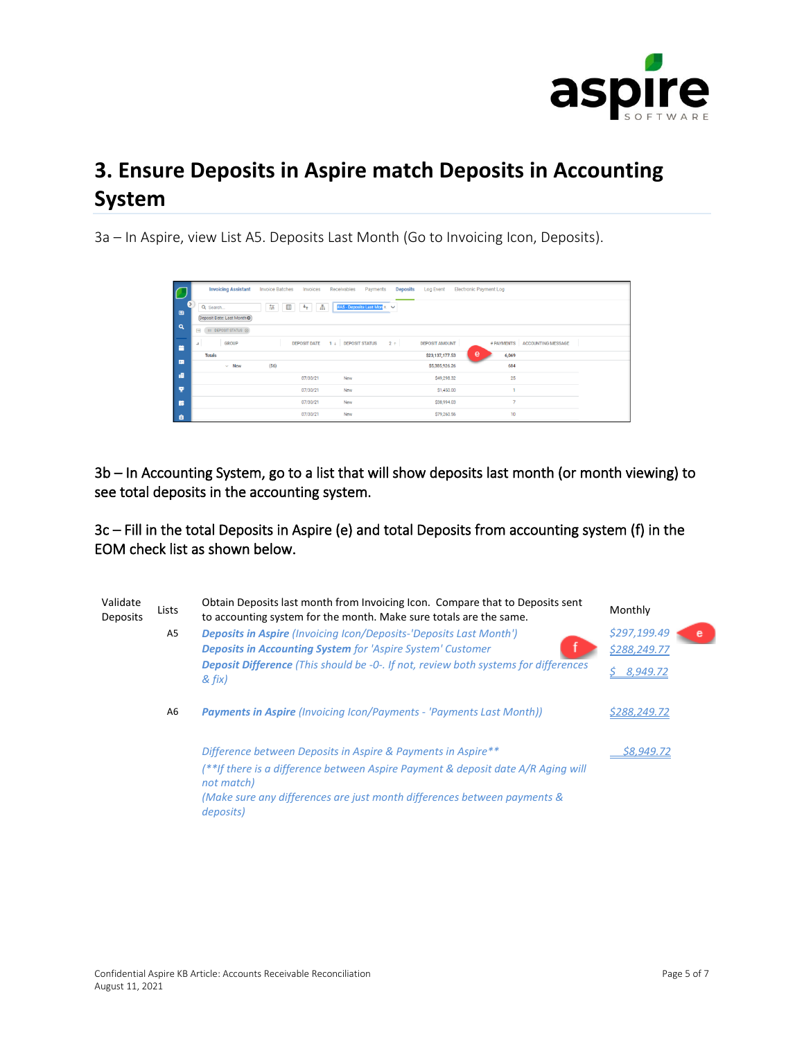## 3. Ensure Deposits in Aspire match Deposits in Accounting System

3a – In Aspire, view List A5. Deposits Last Month (Go to Invoicing Icon, Deposits).

3b – In Accounting System, go to a list that will show deposits last month (or month viewing) to see total deposits in the accounting system.

3c – Fill in the total Deposits in Aspire (e) and total Deposits from accounting system (f) in the EOM check list as shown below.

| Validate Deposits | Lists | Obtain Deposits last month from Invoicing Icon. Compare that to Deposits sent to accounting system for the month. Make sure totals are the same. | Monthly |
|---|---|---|---|
| | A5 | ***Deposits in Aspire*** *(Invoicing Icon/Deposits-'Deposits Last Month')* | $297,199.49 (e) |
| | | ***Deposits in Accounting System*** *for 'Aspire System' Customer* (f) | $288,249.77 |
| | | ***Deposit Difference*** *(This should be -0-. If not, review both systems for differences & fix)* | $ 8,949.72 |
| | A6 | ***Payments in Aspire*** *(Invoicing Icon/Payments - 'Payments Last Month))* | $288,249.72 |
| | | *Difference between Deposits in Aspire & Payments in Aspire*** *(**If there is a difference between Aspire Payment & deposit date A/R Aging will not match)* *(Make sure any differences are just month differences between payments & deposits)* | $8,949.72 |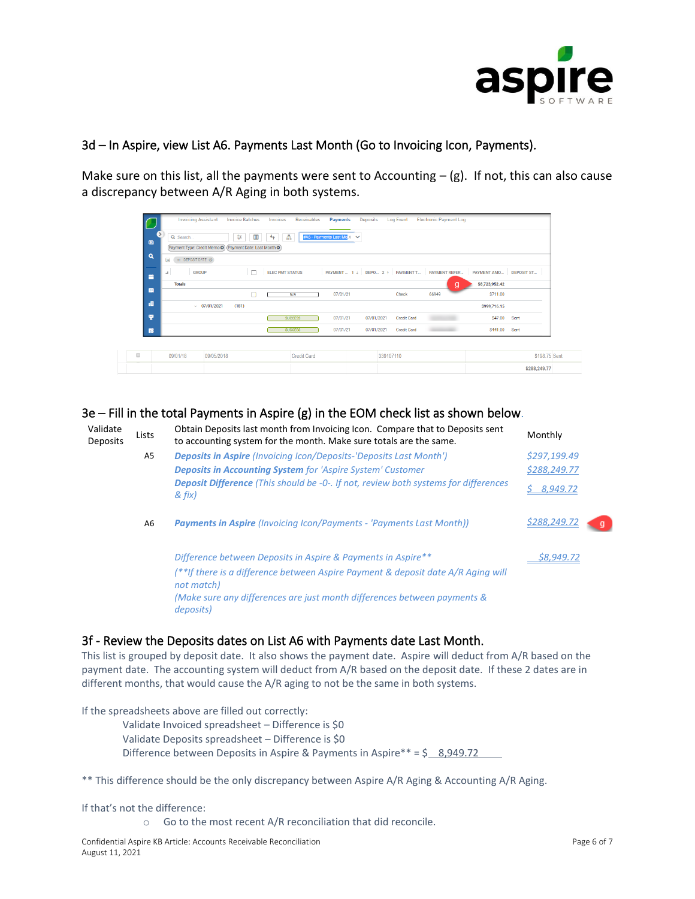## 3d – In Aspire, view List A6. Payments Last Month (Go to Invoicing Icon, Payments).

Make sure on this list, all the payments were sent to Accounting – (g). If not, this can also cause a discrepancy between A/R Aging in both systems.

## 3e – Fill in the total Payments in Aspire (g) in the EOM check list as shown below.

| Validate Deposits | Lists | Obtain Deposits last month from Invoicing Icon. Compare that to Deposits sent to accounting system for the month. Make sure totals are the same. | Monthly |
|---|---|---|---|
| | A5 | ***Deposits in Aspire** (Invoicing Icon/Deposits-'Deposits Last Month')* | *$297,199.49* |
| | | ***Deposits in Accounting System** for 'Aspire System' Customer* | *$288,249.77* |
| | | ***Deposit Difference** (This should be -0-. If not, review both systems for differences & fix)* | *$ 8,949.72* |
| | A6 | ***Payments in Aspire** (Invoicing Icon/Payments - 'Payments Last Month')* | *$288,249.72* (g) |
| | | *Difference between Deposits in Aspire & Payments in Aspire*** | *$8,949.72* |
| | | *(**If there is a difference between Aspire Payment & deposit date A/R Aging will not match)* | |
| | | *(Make sure any differences are just month differences between payments & deposits)* | |

## 3f - Review the Deposits dates on List A6 with Payments date Last Month.

This list is grouped by deposit date. It also shows the payment date. Aspire will deduct from A/R based on the payment date. The accounting system will deduct from A/R based on the deposit date. If these 2 dates are in different months, that would cause the A/R aging to not be the same in both systems.

If the spreadsheets above are filled out correctly:

- Validate Invoiced spreadsheet – Difference is $0
- Validate Deposits spreadsheet – Difference is $0
- Difference between Deposits in Aspire & Payments in Aspire** = $ 8,949.72

** This difference should be the only discrepancy between Aspire A/R Aging & Accounting A/R Aging.

If that's not the difference:

- Go to the most recent A/R reconciliation that did reconcile.

Confidential Aspire KB Article: Accounts Receivable Reconciliation
August 11, 2021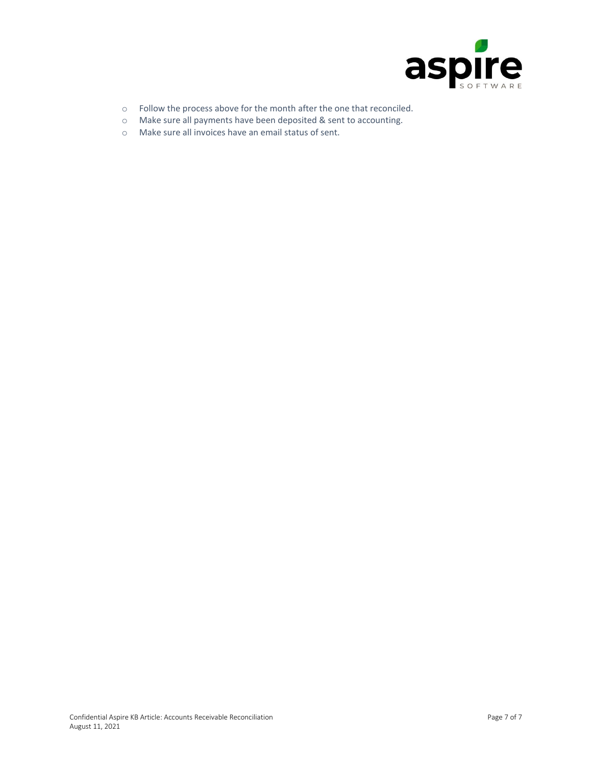- Follow the process above for the month after the one that reconciled.
- Make sure all payments have been deposited & sent to accounting.
- Make sure all invoices have an email status of sent.